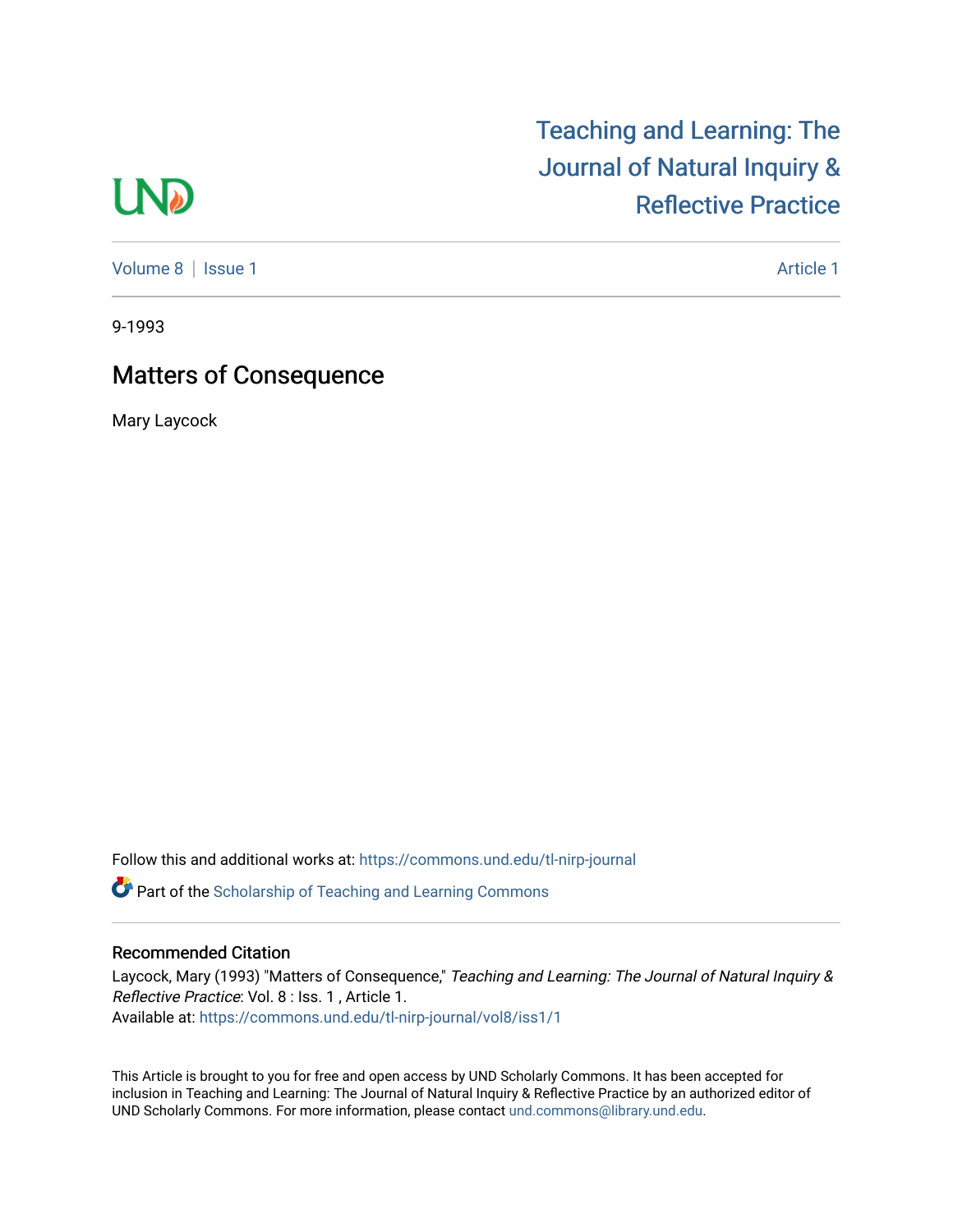Teaching and Learning: The Journal of Natural Inquiry & Reflective Practice

Volume 8 | Issue 1 — Article 1

9-1993

# Matters of Consequence

Mary Laycock

Follow this and additional works at: https://commons.und.edu/tl-nirp-journal

Part of the Scholarship of Teaching and Learning Commons

## Recommended Citation

Laycock, Mary (1993) "Matters of Consequence," *Teaching and Learning: The Journal of Natural Inquiry & Reflective Practice*: Vol. 8 : Iss. 1 , Article 1.
Available at: https://commons.und.edu/tl-nirp-journal/vol8/iss1/1

This Article is brought to you for free and open access by UND Scholarly Commons. It has been accepted for inclusion in Teaching and Learning: The Journal of Natural Inquiry & Reflective Practice by an authorized editor of UND Scholarly Commons. For more information, please contact und.commons@library.und.edu.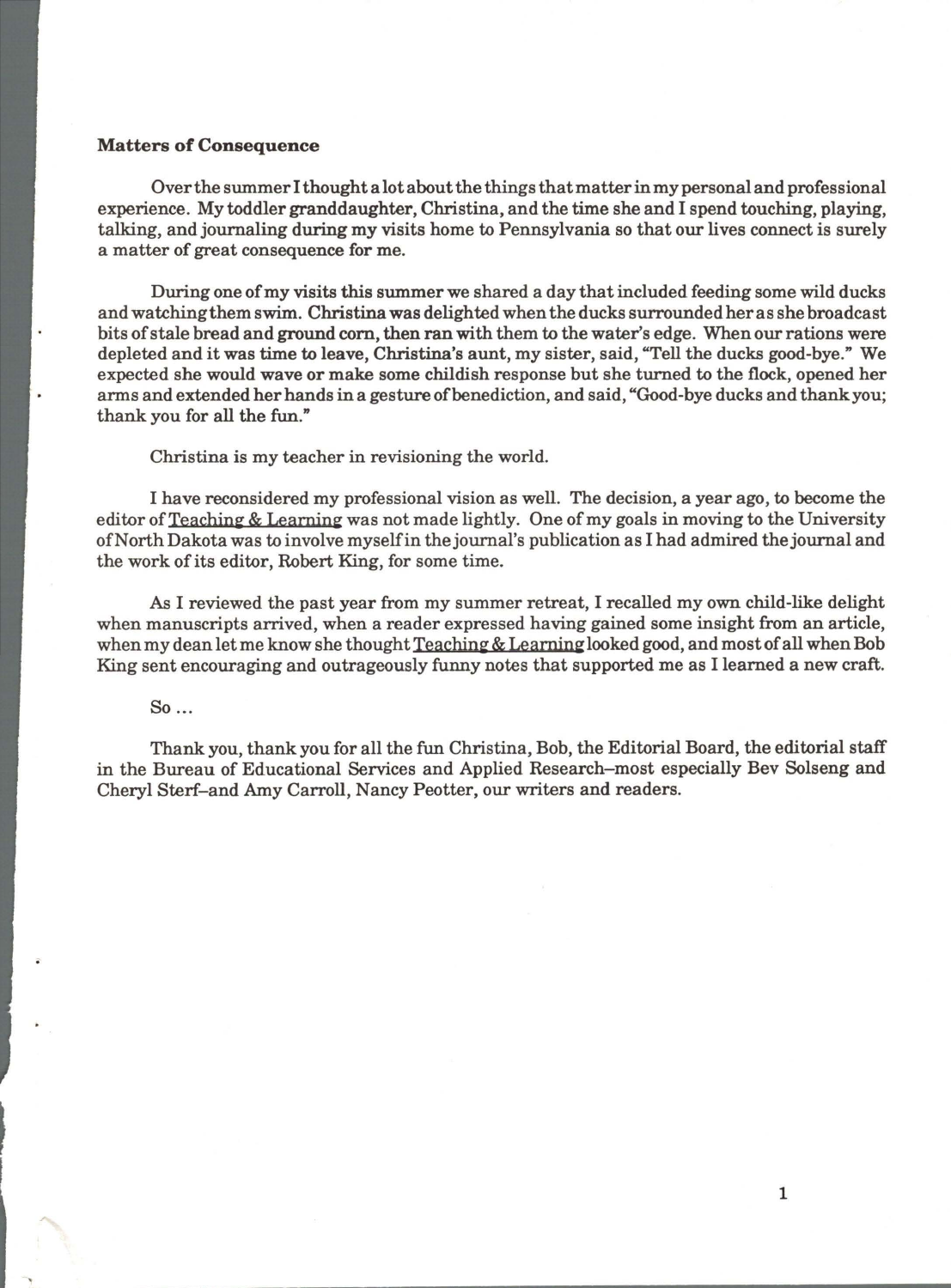**Matters of Consequence**

Over the summer I thought a lot about the things that matter in my personal and professional experience. My toddler granddaughter, Christina, and the time she and I spend touching, playing, talking, and journaling during my visits home to Pennsylvania so that our lives connect is surely a matter of great consequence for me.

During one of my visits this summer we shared a day that included feeding some wild ducks and watching them swim. Christina was delighted when the ducks surrounded her as she broadcast bits of stale bread and ground corn, then ran with them to the water's edge. When our rations were depleted and it was time to leave, Christina's aunt, my sister, said, "Tell the ducks good-bye." We expected she would wave or make some childish response but she turned to the flock, opened her arms and extended her hands in a gesture of benediction, and said, "Good-bye ducks and thank you; thank you for all the fun."

Christina is my teacher in revisioning the world.

I have reconsidered my professional vision as well. The decision, a year ago, to become the editor of Teaching & Learning was not made lightly. One of my goals in moving to the University of North Dakota was to involve myself in the journal's publication as I had admired the journal and the work of its editor, Robert King, for some time.

As I reviewed the past year from my summer retreat, I recalled my own child-like delight when manuscripts arrived, when a reader expressed having gained some insight from an article, when my dean let me know she thought Teaching & Learning looked good, and most of all when Bob King sent encouraging and outrageously funny notes that supported me as I learned a new craft.

So ...

Thank you, thank you for all the fun Christina, Bob, the Editorial Board, the editorial staff in the Bureau of Educational Services and Applied Research–most especially Bev Solseng and Cheryl Sterf–and Amy Carroll, Nancy Peotter, our writers and readers.